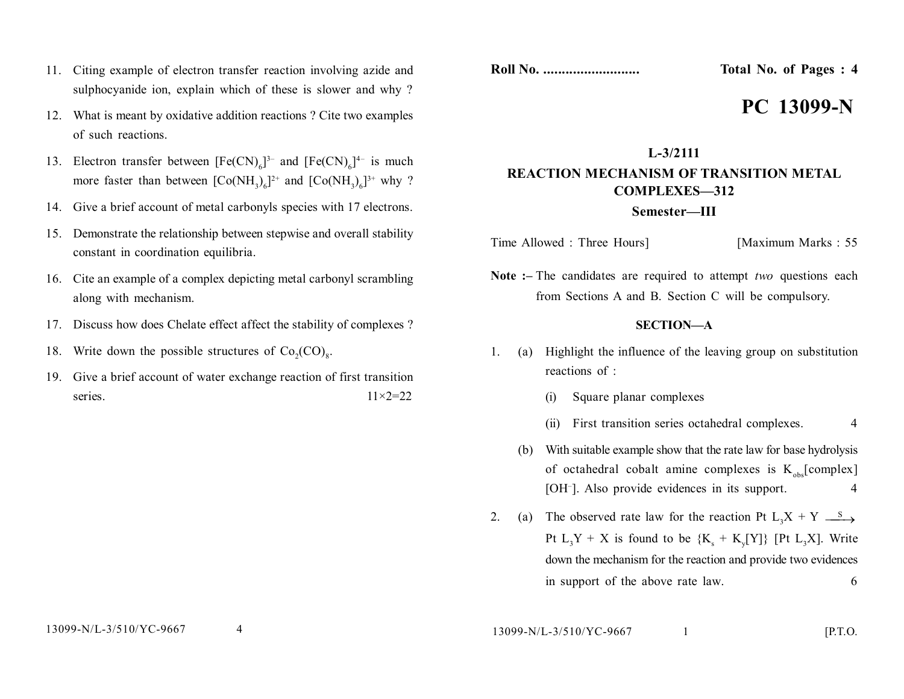Roll No. .......................... Total No. of Pages : 4

# PC 13099-N

## L-3/2111

## REACTION MECHANISM OF TRANSITION METAL COMPLEXES—312

### Semester—III

Time Allowed : Three Hours] [Maximum Marks : 55

**Note :–** The candidates are required to attempt *two* questions each from Sections A and B. Section C will be compulsory.

### SECTION—A

1. (a) Highlight the influence of the leaving group on substitution reactions of :

   (i) Square planar complexes

   (ii) First transition series octahedral complexes. 4

   (b) With suitable example show that the rate law for base hydrolysis of octahedral cobalt amine complexes is $K_{obs}$[complex][$OH^-$]. Also provide evidences in its support. 4

2. (a) The observed rate law for the reaction $Pt\ L_3X + Y \xrightarrow{S} Pt\ L_3Y + X$ is found to be $\{K_s + K_y[Y]\}\ [Pt\ L_3X]$. Write down the mechanism for the reaction and provide two evidences in support of the above rate law. 6

11. Citing example of electron transfer reaction involving azide and sulphocyanide ion, explain which of these is slower and why ?

12. What is meant by oxidative addition reactions ? Cite two examples of such reactions.

13. Electron transfer between $[Fe(CN)_6]^{3-}$ and $[Fe(CN)_6]^{4-}$ is much more faster than between $[Co(NH_3)_6]^{2+}$ and $[Co(NH_3)_6]^{3+}$ why ?

14. Give a brief account of metal carbonyls species with 17 electrons.

15. Demonstrate the relationship between stepwise and overall stability constant in coordination equilibria.

16. Cite an example of a complex depicting metal carbonyl scrambling along with mechanism.

17. Discuss how does Chelate effect affect the stability of complexes ?

18. Write down the possible structures of $Co_2(CO)_8$.

19. Give a brief account of water exchange reaction of first transition series. 11×2=22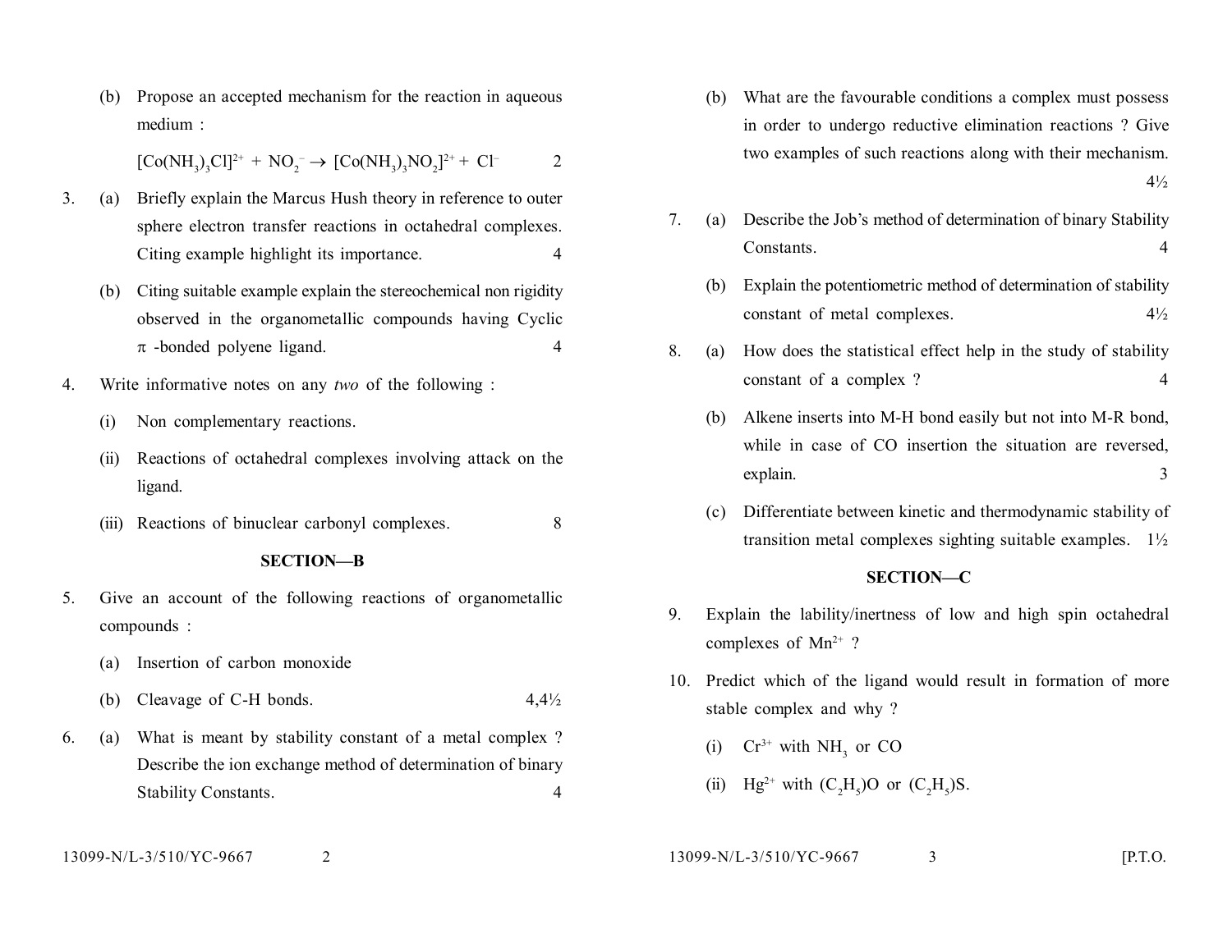(b) Propose an accepted mechanism for the reaction in aqueous medium :

$[Co(NH_3)_5Cl]^{2+} + NO_2^- \rightarrow [Co(NH_3)_5NO_2]^{2+} + Cl^-$ 2

3. (a) Briefly explain the Marcus Hush theory in reference to outer sphere electron transfer reactions in octahedral complexes. Citing example highlight its importance. 4

(b) Citing suitable example explain the stereochemical non rigidity observed in the organometallic compounds having Cyclic $\pi$ -bonded polyene ligand. 4

4. Write informative notes on any *two* of the following :

(i) Non complementary reactions.

(ii) Reactions of octahedral complexes involving attack on the ligand.

(iii) Reactions of binuclear carbonyl complexes. 8

**SECTION—B**

5. Give an account of the following reactions of organometallic compounds :

(a) Insertion of carbon monoxide

(b) Cleavage of C-H bonds. 4,4½

6. (a) What is meant by stability constant of a metal complex ? Describe the ion exchange method of determination of binary Stability Constants. 4

(b) What are the favourable conditions a complex must possess in order to undergo reductive elimination reactions ? Give two examples of such reactions along with their mechanism. 4½

7. (a) Describe the Job's method of determination of binary Stability Constants. 4

(b) Explain the potentiometric method of determination of stability constant of metal complexes. 4½

8. (a) How does the statistical effect help in the study of stability constant of a complex ? 4

(b) Alkene inserts into M-H bond easily but not into M-R bond, while in case of CO insertion the situation are reversed, explain. 3

(c) Differentiate between kinetic and thermodynamic stability of transition metal complexes sighting suitable examples. 1½

**SECTION—C**

9. Explain the lability/inertness of low and high spin octahedral complexes of $Mn^{2+}$ ?

10. Predict which of the ligand would result in formation of more stable complex and why ?

(i) $Cr^{3+}$ with $NH_3$ or CO

(ii) $Hg^{2+}$ with $(C_2H_5)O$ or $(C_2H_5)S$.